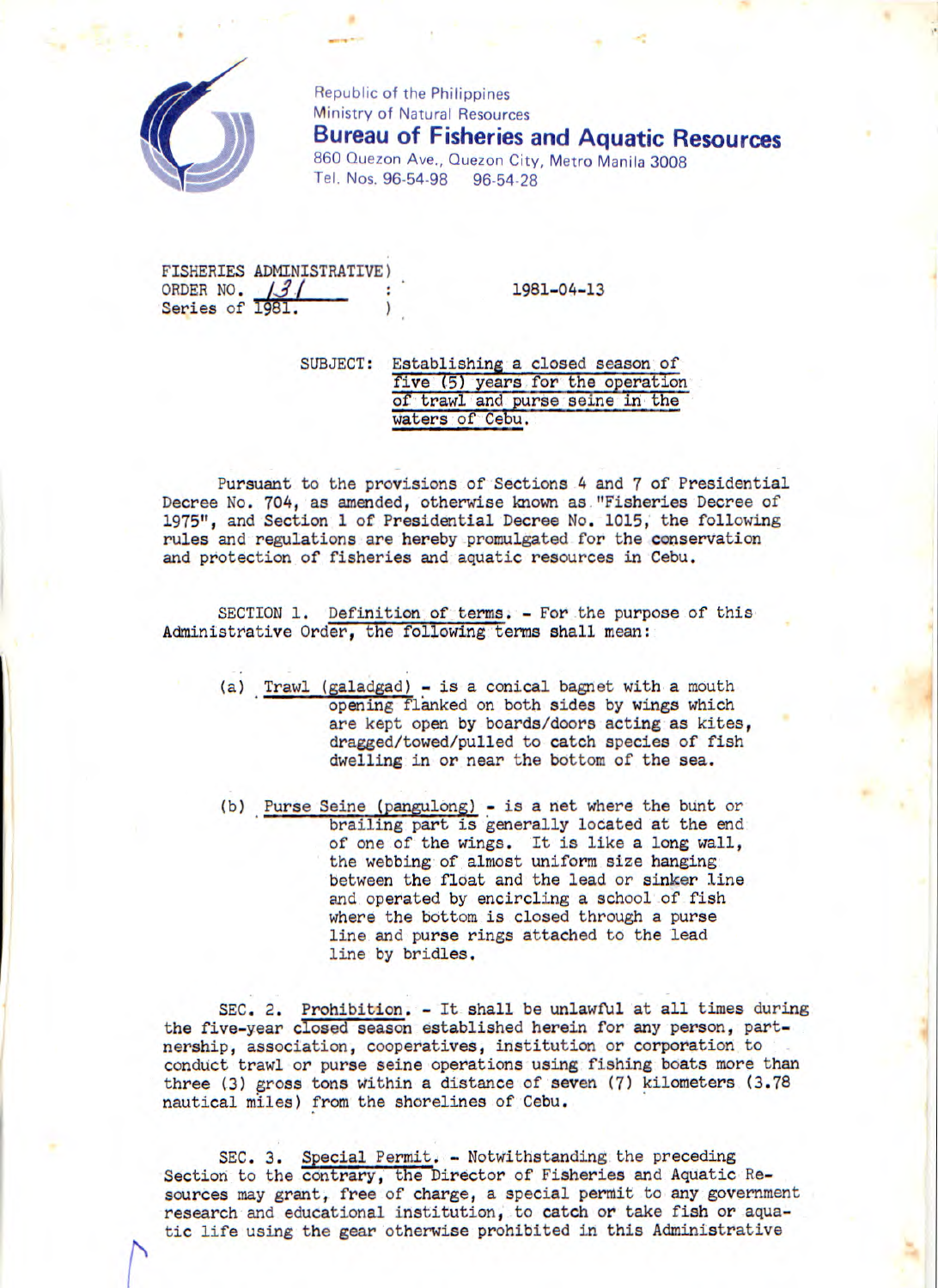Republic of the Philippines
Ministry of Natural Resources
**Bureau of Fisheries and Aquatic Resources**
860 Quezon Ave., Quezon City, Metro Manila 3008
Tel. Nos. 96-54-98 96-54-28

FISHERIES ADMINISTRATIVE ORDER NO. 131
Series of 1981.

1981-04-13

SUBJECT: Establishing a closed season of five (5) years for the operation of trawl and purse seine in the waters of Cebu.

Pursuant to the provisions of Sections 4 and 7 of Presidential Decree No. 704, as amended, otherwise known as "Fisheries Decree of 1975", and Section 1 of Presidential Decree No. 1015, the following rules and regulations are hereby promulgated for the conservation and protection of fisheries and aquatic resources in Cebu.

SECTION 1. Definition of terms. - For the purpose of this Administrative Order, the following terms shall mean:

(a) Trawl (galadgad) - is a conical bagnet with a mouth opening flanked on both sides by wings which are kept open by boards/doors acting as kites, dragged/towed/pulled to catch species of fish dwelling in or near the bottom of the sea.

(b) Purse Seine (pangulong) - is a net where the bunt or brailing part is generally located at the end of one of the wings. It is like a long wall, the webbing of almost uniform size hanging between the float and the lead or sinker line and operated by encircling a school of fish where the bottom is closed through a purse line and purse rings attached to the lead line by bridles.

SEC. 2. Prohibition. - It shall be unlawful at all times during the five-year closed season established herein for any person, partnership, association, cooperatives, institution or corporation to conduct trawl or purse seine operations using fishing boats more than three (3) gross tons within a distance of seven (7) kilometers (3.78 nautical miles) from the shorelines of Cebu.

SEC. 3. Special Permit. - Notwithstanding the preceding Section to the contrary, the Director of Fisheries and Aquatic Resources may grant, free of charge, a special permit to any government research and educational institution, to catch or take fish or aquatic life using the gear otherwise prohibited in this Administrative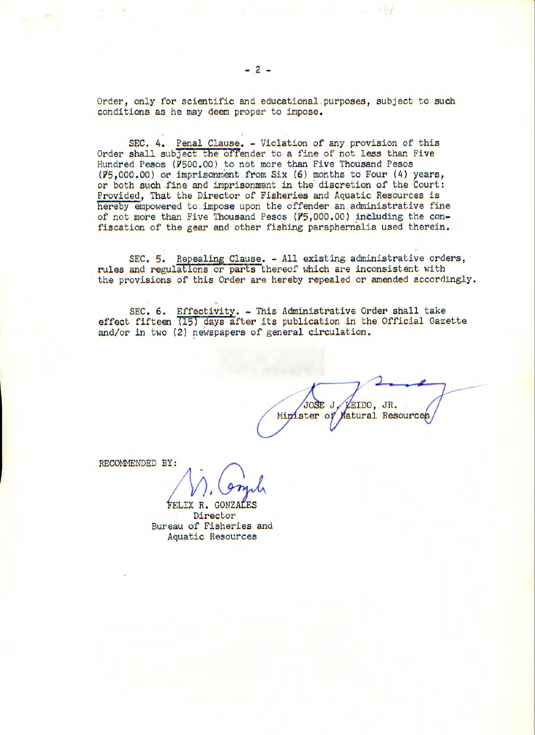Order, only for scientific and educational purposes, subject to such conditions as he may deem proper to impose.

SEC. 4. Penal Clause. - Violation of any provision of this Order shall subject the offender to a fine of not less than Five Hundred Pesos (₱500.00) to not more than Five Thousand Pesos (₱5,000.00) or imprisonment from Six (6) months to Four (4) years, or both such fine and imprisonment in the discretion of the Court: Provided, That the Director of Fisheries and Aquatic Resources is hereby empowered to impose upon the offender an administrative fine of not more than Five Thousand Pesos (₱5,000.00) including the confiscation of the gear and other fishing paraphernalia used therein.

SEC. 5. Repealing Clause. - All existing administrative orders, rules and regulations or parts thereof which are inconsistent with the provisions of this Order are hereby repealed or amended accordingly.

SEC. 6. Effectivity. - This Administrative Order shall take effect fifteen (15) days after its publication in the Official Gazette and/or in two (2) newspapers of general circulation.

JOSE J. LEIDO, JR.
Minister of Natural Resources

RECOMMENDED BY:

FELIX R. GONZALES
Director
Bureau of Fisheries and
Aquatic Resources